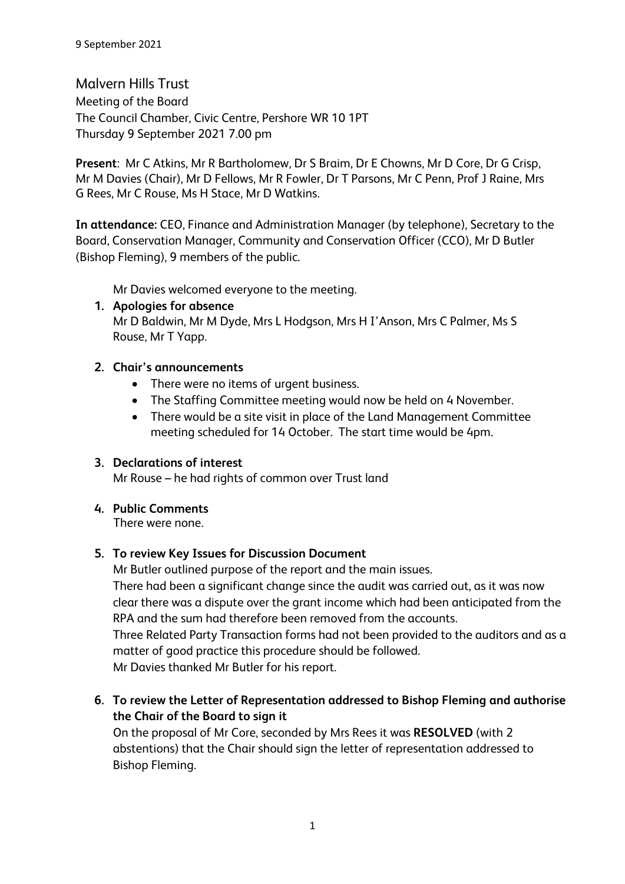9 September 2021

# Malvern Hills Trust

Meeting of the Board
The Council Chamber, Civic Centre, Pershore WR 10 1PT
Thursday 9 September 2021 7.00 pm

**Present**: Mr C Atkins, Mr R Bartholomew, Dr S Braim, Dr E Chowns, Mr D Core, Dr G Crisp, Mr M Davies (Chair), Mr D Fellows, Mr R Fowler, Dr T Parsons, Mr C Penn, Prof J Raine, Mrs G Rees, Mr C Rouse, Ms H Stace, Mr D Watkins.

**In attendance:** CEO, Finance and Administration Manager (by telephone), Secretary to the Board, Conservation Manager, Community and Conservation Officer (CCO), Mr D Butler (Bishop Fleming), 9 members of the public.

Mr Davies welcomed everyone to the meeting.

1. **Apologies for absence**
   Mr D Baldwin, Mr M Dyde, Mrs L Hodgson, Mrs H I'Anson, Mrs C Palmer, Ms S Rouse, Mr T Yapp.

2. **Chair's announcements**
   - There were no items of urgent business.
   - The Staffing Committee meeting would now be held on 4 November.
   - There would be a site visit in place of the Land Management Committee meeting scheduled for 14 October. The start time would be 4pm.

3. **Declarations of interest**
   Mr Rouse – he had rights of common over Trust land

4. **Public Comments**
   There were none.

5. **To review Key Issues for Discussion Document**
   Mr Butler outlined purpose of the report and the main issues.
   There had been a significant change since the audit was carried out, as it was now clear there was a dispute over the grant income which had been anticipated from the RPA and the sum had therefore been removed from the accounts.
   Three Related Party Transaction forms had not been provided to the auditors and as a matter of good practice this procedure should be followed.
   Mr Davies thanked Mr Butler for his report.

6. **To review the Letter of Representation addressed to Bishop Fleming and authorise the Chair of the Board to sign it**
   On the proposal of Mr Core, seconded by Mrs Rees it was **RESOLVED** (with 2 abstentions) that the Chair should sign the letter of representation addressed to Bishop Fleming.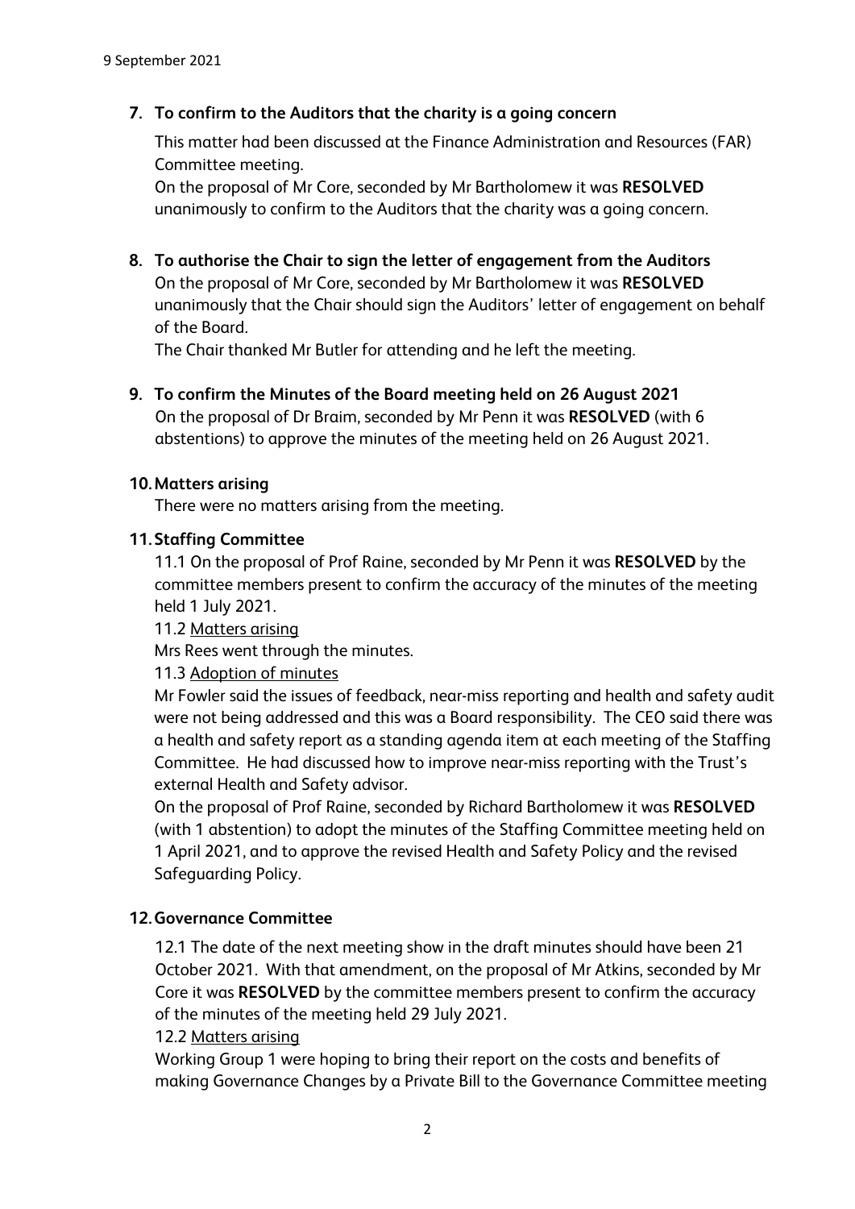**7. To confirm to the Auditors that the charity is a going concern**

This matter had been discussed at the Finance Administration and Resources (FAR) Committee meeting.
On the proposal of Mr Core, seconded by Mr Bartholomew it was **RESOLVED** unanimously to confirm to the Auditors that the charity was a going concern.

**8. To authorise the Chair to sign the letter of engagement from the Auditors**

On the proposal of Mr Core, seconded by Mr Bartholomew it was **RESOLVED** unanimously that the Chair should sign the Auditors' letter of engagement on behalf of the Board.
The Chair thanked Mr Butler for attending and he left the meeting.

**9. To confirm the Minutes of the Board meeting held on 26 August 2021**

On the proposal of Dr Braim, seconded by Mr Penn it was **RESOLVED** (with 6 abstentions) to approve the minutes of the meeting held on 26 August 2021.

**10. Matters arising**

There were no matters arising from the meeting.

**11. Staffing Committee**

11.1 On the proposal of Prof Raine, seconded by Mr Penn it was **RESOLVED** by the committee members present to confirm the accuracy of the minutes of the meeting held 1 July 2021.

11.2 Matters arising

Mrs Rees went through the minutes.

11.3 Adoption of minutes

Mr Fowler said the issues of feedback, near-miss reporting and health and safety audit were not being addressed and this was a Board responsibility. The CEO said there was a health and safety report as a standing agenda item at each meeting of the Staffing Committee. He had discussed how to improve near-miss reporting with the Trust's external Health and Safety advisor.

On the proposal of Prof Raine, seconded by Richard Bartholomew it was **RESOLVED** (with 1 abstention) to adopt the minutes of the Staffing Committee meeting held on 1 April 2021, and to approve the revised Health and Safety Policy and the revised Safeguarding Policy.

**12. Governance Committee**

12.1 The date of the next meeting show in the draft minutes should have been 21 October 2021. With that amendment, on the proposal of Mr Atkins, seconded by Mr Core it was **RESOLVED** by the committee members present to confirm the accuracy of the minutes of the meeting held 29 July 2021.

12.2 Matters arising

Working Group 1 were hoping to bring their report on the costs and benefits of making Governance Changes by a Private Bill to the Governance Committee meeting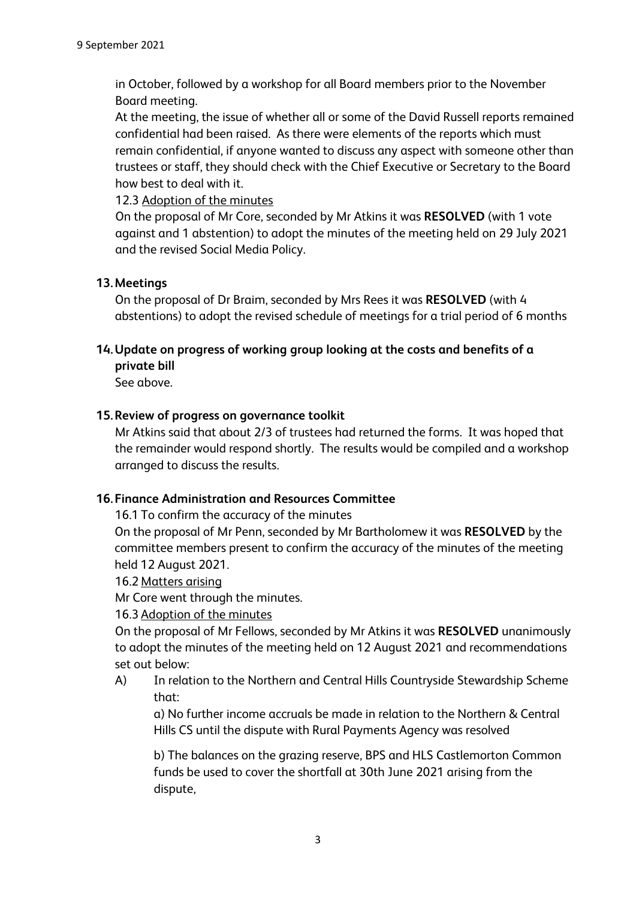in October, followed by a workshop for all Board members prior to the November Board meeting.

At the meeting, the issue of whether all or some of the David Russell reports remained confidential had been raised. As there were elements of the reports which must remain confidential, if anyone wanted to discuss any aspect with someone other than trustees or staff, they should check with the Chief Executive or Secretary to the Board how best to deal with it.

12.3 Adoption of the minutes

On the proposal of Mr Core, seconded by Mr Atkins it was **RESOLVED** (with 1 vote against and 1 abstention) to adopt the minutes of the meeting held on 29 July 2021 and the revised Social Media Policy.

**13. Meetings**

On the proposal of Dr Braim, seconded by Mrs Rees it was **RESOLVED** (with 4 abstentions) to adopt the revised schedule of meetings for a trial period of 6 months

**14. Update on progress of working group looking at the costs and benefits of a private bill**

See above.

**15. Review of progress on governance toolkit**

Mr Atkins said that about 2/3 of trustees had returned the forms. It was hoped that the remainder would respond shortly. The results would be compiled and a workshop arranged to discuss the results.

**16. Finance Administration and Resources Committee**

16.1 To confirm the accuracy of the minutes

On the proposal of Mr Penn, seconded by Mr Bartholomew it was **RESOLVED** by the committee members present to confirm the accuracy of the minutes of the meeting held 12 August 2021.

16.2 Matters arising

Mr Core went through the minutes.

16.3 Adoption of the minutes

On the proposal of Mr Fellows, seconded by Mr Atkins it was **RESOLVED** unanimously to adopt the minutes of the meeting held on 12 August 2021 and recommendations set out below:

A) In relation to the Northern and Central Hills Countryside Stewardship Scheme that:

a) No further income accruals be made in relation to the Northern & Central Hills CS until the dispute with Rural Payments Agency was resolved

b) The balances on the grazing reserve, BPS and HLS Castlemorton Common funds be used to cover the shortfall at 30th June 2021 arising from the dispute,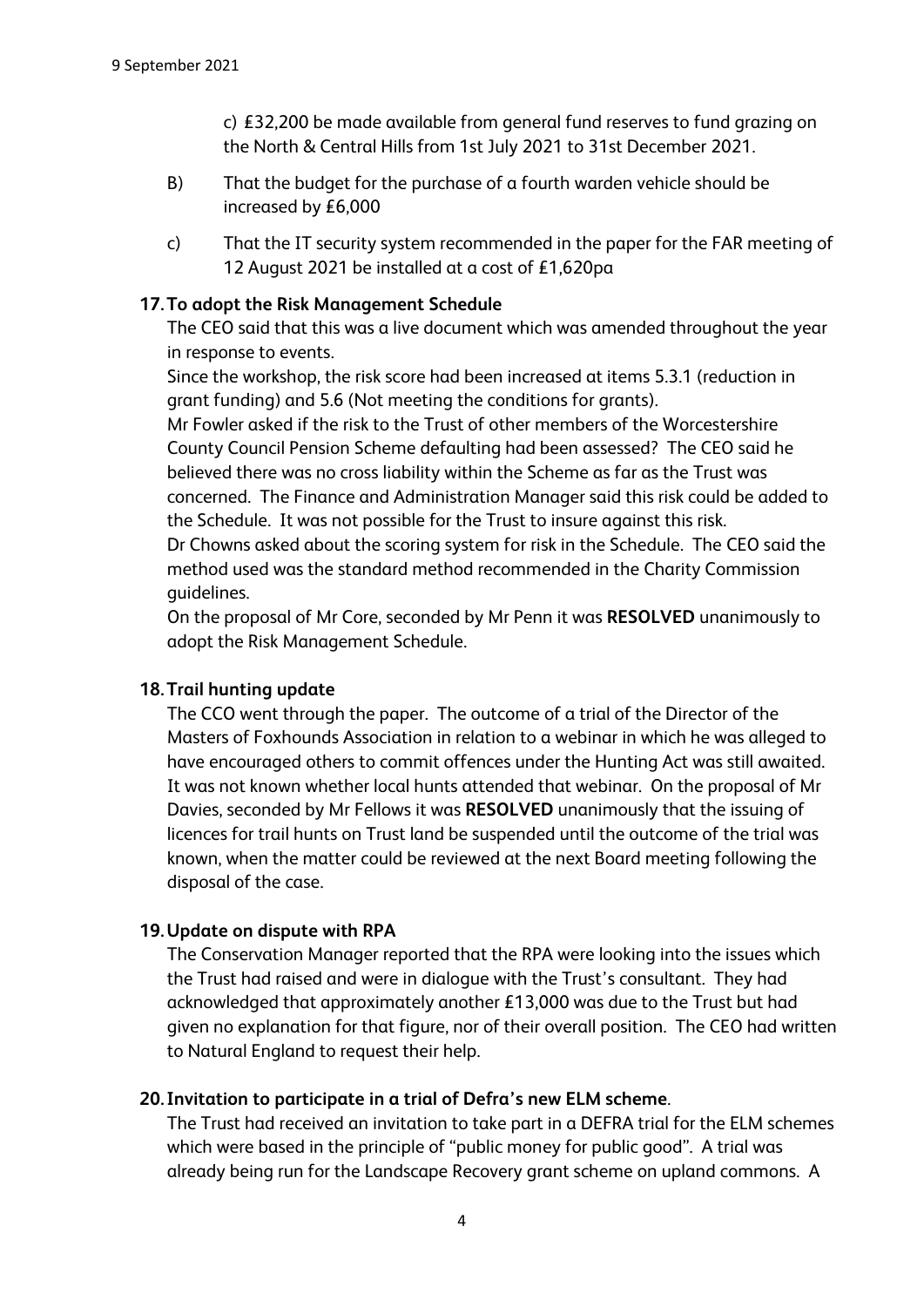c) £32,200 be made available from general fund reserves to fund grazing on the North & Central Hills from 1st July 2021 to 31st December 2021.

B) That the budget for the purchase of a fourth warden vehicle should be increased by £6,000

c) That the IT security system recommended in the paper for the FAR meeting of 12 August 2021 be installed at a cost of £1,620pa

**17. To adopt the Risk Management Schedule**

The CEO said that this was a live document which was amended throughout the year in response to events.

Since the workshop, the risk score had been increased at items 5.3.1 (reduction in grant funding) and 5.6 (Not meeting the conditions for grants).

Mr Fowler asked if the risk to the Trust of other members of the Worcestershire County Council Pension Scheme defaulting had been assessed? The CEO said he believed there was no cross liability within the Scheme as far as the Trust was concerned. The Finance and Administration Manager said this risk could be added to the Schedule. It was not possible for the Trust to insure against this risk.

Dr Chowns asked about the scoring system for risk in the Schedule. The CEO said the method used was the standard method recommended in the Charity Commission guidelines.

On the proposal of Mr Core, seconded by Mr Penn it was **RESOLVED** unanimously to adopt the Risk Management Schedule.

**18. Trail hunting update**

The CCO went through the paper. The outcome of a trial of the Director of the Masters of Foxhounds Association in relation to a webinar in which he was alleged to have encouraged others to commit offences under the Hunting Act was still awaited. It was not known whether local hunts attended that webinar. On the proposal of Mr Davies, seconded by Mr Fellows it was **RESOLVED** unanimously that the issuing of licences for trail hunts on Trust land be suspended until the outcome of the trial was known, when the matter could be reviewed at the next Board meeting following the disposal of the case.

**19. Update on dispute with RPA**

The Conservation Manager reported that the RPA were looking into the issues which the Trust had raised and were in dialogue with the Trust's consultant. They had acknowledged that approximately another £13,000 was due to the Trust but had given no explanation for that figure, nor of their overall position. The CEO had written to Natural England to request their help.

**20. Invitation to participate in a trial of Defra's new ELM scheme**.

The Trust had received an invitation to take part in a DEFRA trial for the ELM schemes which were based in the principle of "public money for public good". A trial was already being run for the Landscape Recovery grant scheme on upland commons. A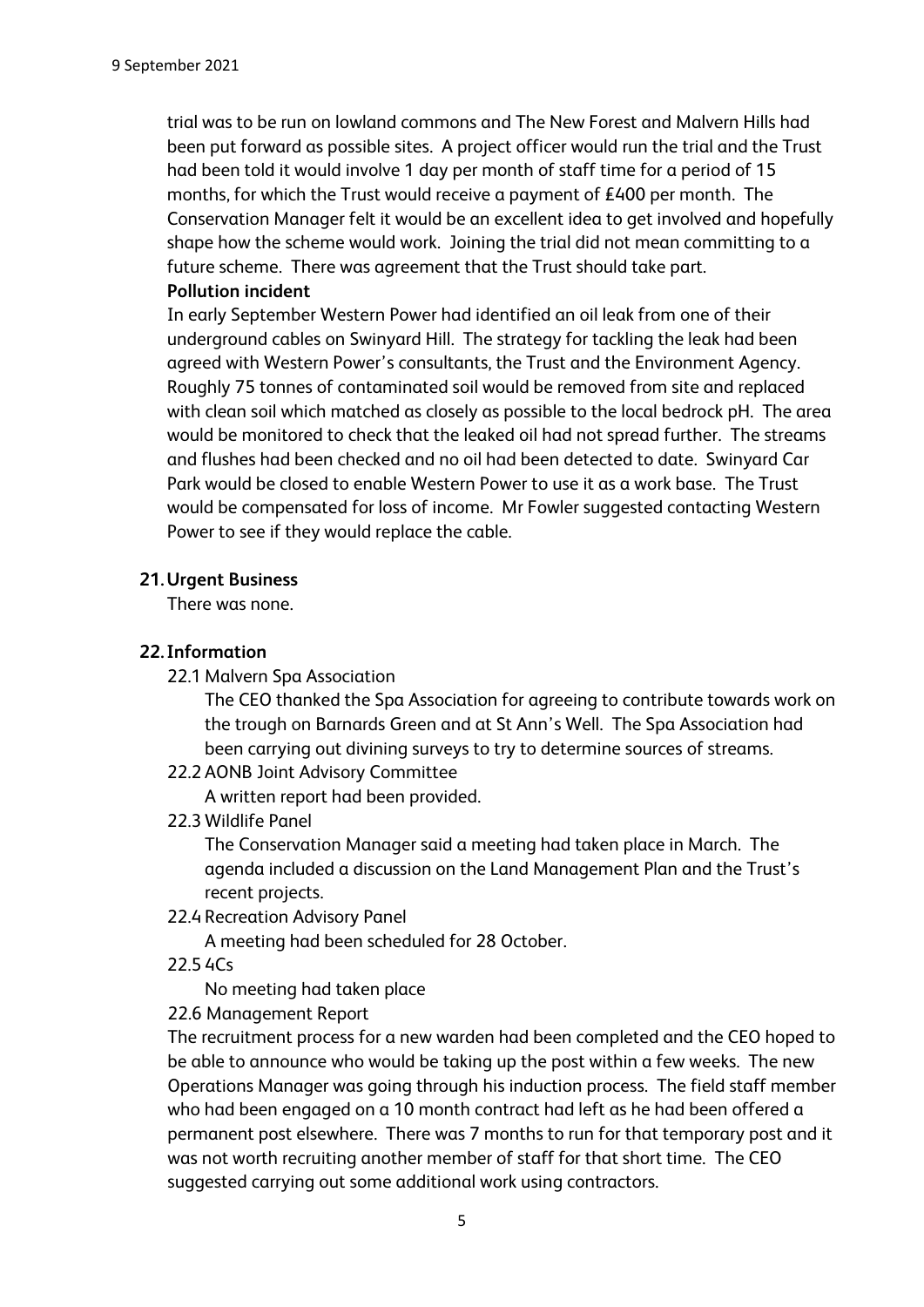trial was to be run on lowland commons and The New Forest and Malvern Hills had been put forward as possible sites. A project officer would run the trial and the Trust had been told it would involve 1 day per month of staff time for a period of 15 months, for which the Trust would receive a payment of £400 per month. The Conservation Manager felt it would be an excellent idea to get involved and hopefully shape how the scheme would work. Joining the trial did not mean committing to a future scheme. There was agreement that the Trust should take part.

**Pollution incident**

In early September Western Power had identified an oil leak from one of their underground cables on Swinyard Hill. The strategy for tackling the leak had been agreed with Western Power's consultants, the Trust and the Environment Agency. Roughly 75 tonnes of contaminated soil would be removed from site and replaced with clean soil which matched as closely as possible to the local bedrock pH. The area would be monitored to check that the leaked oil had not spread further. The streams and flushes had been checked and no oil had been detected to date. Swinyard Car Park would be closed to enable Western Power to use it as a work base. The Trust would be compensated for loss of income. Mr Fowler suggested contacting Western Power to see if they would replace the cable.

**21. Urgent Business**

There was none.

**22. Information**

22.1 Malvern Spa Association

The CEO thanked the Spa Association for agreeing to contribute towards work on the trough on Barnards Green and at St Ann's Well. The Spa Association had been carrying out divining surveys to try to determine sources of streams.

22.2 AONB Joint Advisory Committee

A written report had been provided.

22.3 Wildlife Panel

The Conservation Manager said a meeting had taken place in March. The agenda included a discussion on the Land Management Plan and the Trust's recent projects.

22.4 Recreation Advisory Panel

A meeting had been scheduled for 28 October.

22.5 4Cs

No meeting had taken place

22.6 Management Report

The recruitment process for a new warden had been completed and the CEO hoped to be able to announce who would be taking up the post within a few weeks. The new Operations Manager was going through his induction process. The field staff member who had been engaged on a 10 month contract had left as he had been offered a permanent post elsewhere. There was 7 months to run for that temporary post and it was not worth recruiting another member of staff for that short time. The CEO suggested carrying out some additional work using contractors.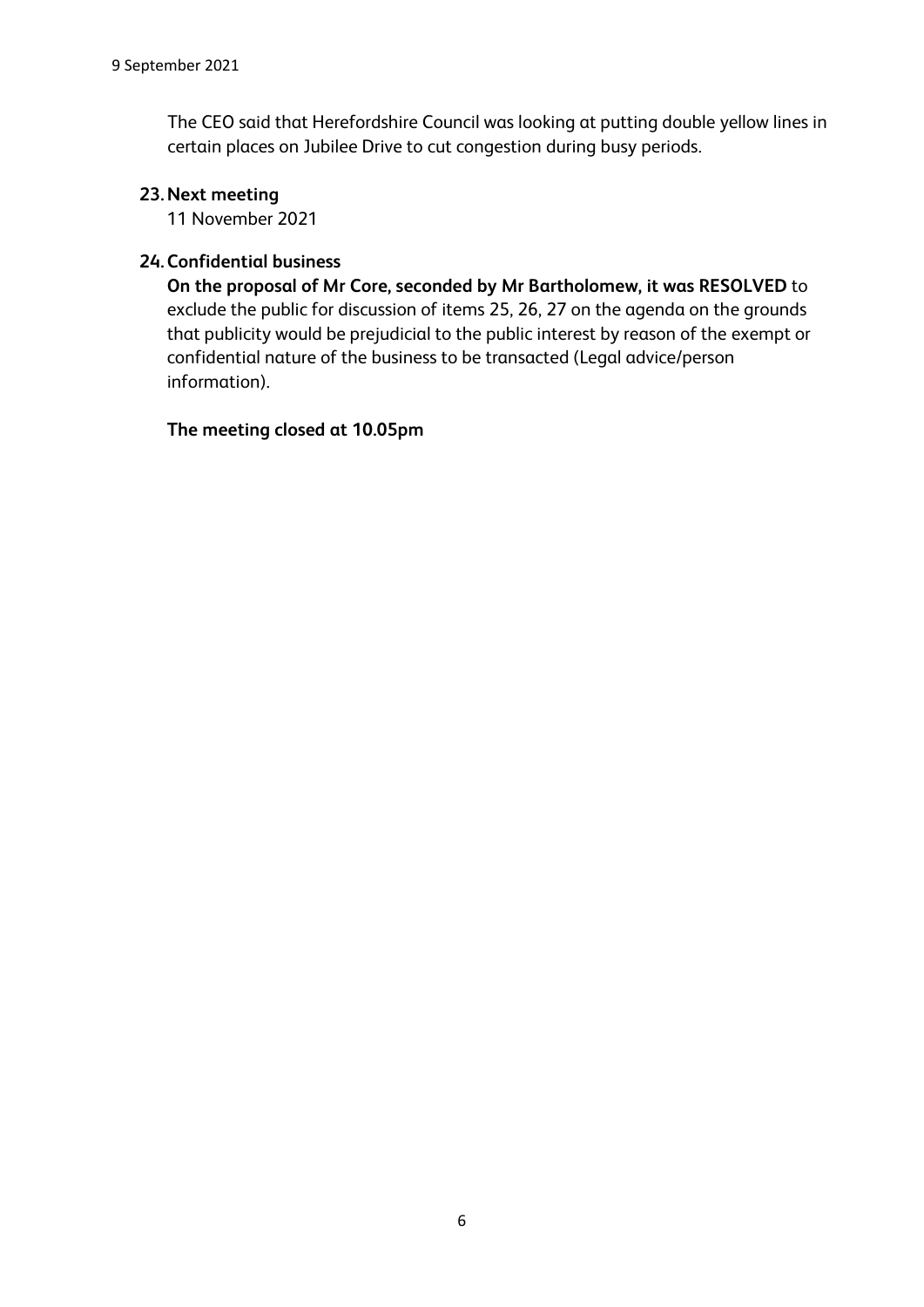The CEO said that Herefordshire Council was looking at putting double yellow lines in certain places on Jubilee Drive to cut congestion during busy periods.

**23. Next meeting**

11 November 2021

**24. Confidential business**

**On the proposal of Mr Core, seconded by Mr Bartholomew, it was RESOLVED** to exclude the public for discussion of items 25, 26, 27 on the agenda on the grounds that publicity would be prejudicial to the public interest by reason of the exempt or confidential nature of the business to be transacted (Legal advice/person information).

**The meeting closed at 10.05pm**